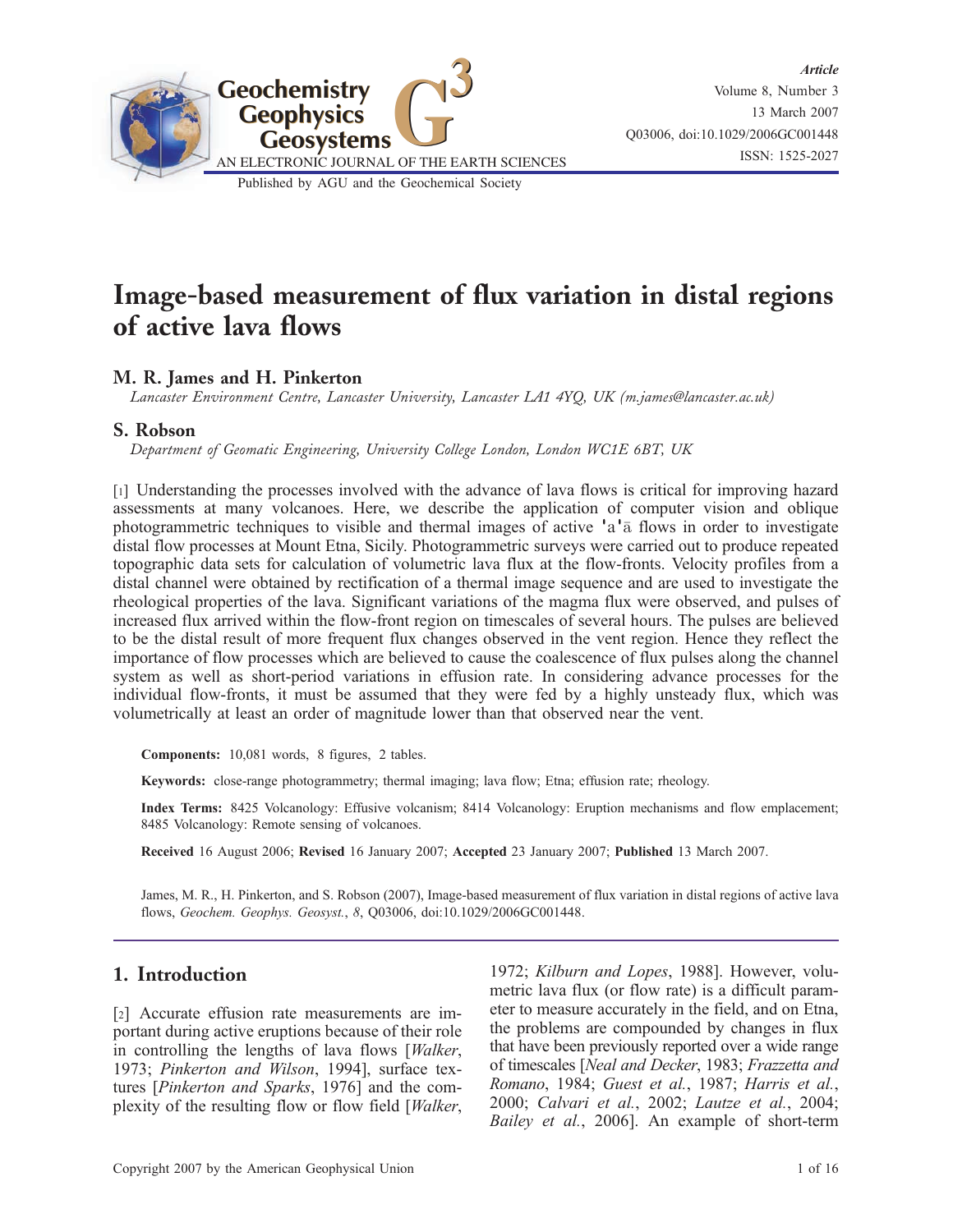# Image-based measurement of flux variation in distal regions of active lava flows

## M. R. James and H. Pinkerton

*Lancaster Environment Centre, Lancaster University, Lancaster LA1 4YQ, UK (m.james@lancaster.ac.uk)*

## S. Robson

*Department of Geomatic Engineering, University College London, London WC1E 6BT, UK*

[1] Understanding the processes involved with the advance of lava flows is critical for improving hazard assessments at many volcanoes. Here, we describe the application of computer vision and oblique photogrammetric techniques to visible and thermal images of active 'a'ā flows in order to investigate distal flow processes at Mount Etna, Sicily. Photogrammetric surveys were carried out to produce repeated topographic data sets for calculation of volumetric lava flux at the flow-fronts. Velocity profiles from a distal channel were obtained by rectification of a thermal image sequence and are used to investigate the rheological properties of the lava. Significant variations of the magma flux were observed, and pulses of increased flux arrived within the flow-front region on timescales of several hours. The pulses are believed to be the distal result of more frequent flux changes observed in the vent region. Hence they reflect the importance of flow processes which are believed to cause the coalescence of flux pulses along the channel system as well as short-period variations in effusion rate. In considering advance processes for the individual flow-fronts, it must be assumed that they were fed by a highly unsteady flux, which was volumetrically at least an order of magnitude lower than that observed near the vent.

**Components:** 10,081 words, 8 figures, 2 tables.

**Keywords:** close-range photogrammetry; thermal imaging; lava flow; Etna; effusion rate; rheology.

**Index Terms:** 8425 Volcanology: Effusive volcanism; 8414 Volcanology: Eruption mechanisms and flow emplacement; 8485 Volcanology: Remote sensing of volcanoes.

**Received** 16 August 2006; **Revised** 16 January 2007; **Accepted** 23 January 2007; **Published** 13 March 2007.

James, M. R., H. Pinkerton, and S. Robson (2007), Image-based measurement of flux variation in distal regions of active lava flows, *Geochem. Geophys. Geosyst.*, *8*, Q03006, doi:10.1029/2006GC001448.

## 1. Introduction

[2] Accurate effusion rate measurements are important during active eruptions because of their role in controlling the lengths of lava flows [*Walker*, 1973; *Pinkerton and Wilson*, 1994], surface textures [*Pinkerton and Sparks*, 1976] and the complexity of the resulting flow or flow field [*Walker*, 1972; *Kilburn and Lopes*, 1988]. However, volumetric lava flux (or flow rate) is a difficult parameter to measure accurately in the field, and on Etna, the problems are compounded by changes in flux that have been previously reported over a wide range of timescales [*Neal and Decker*, 1983; *Frazzetta and Romano*, 1984; *Guest et al.*, 1987; *Harris et al.*, 2000; *Calvari et al.*, 2002; *Lautze et al.*, 2004; *Bailey et al.*, 2006]. An example of short-term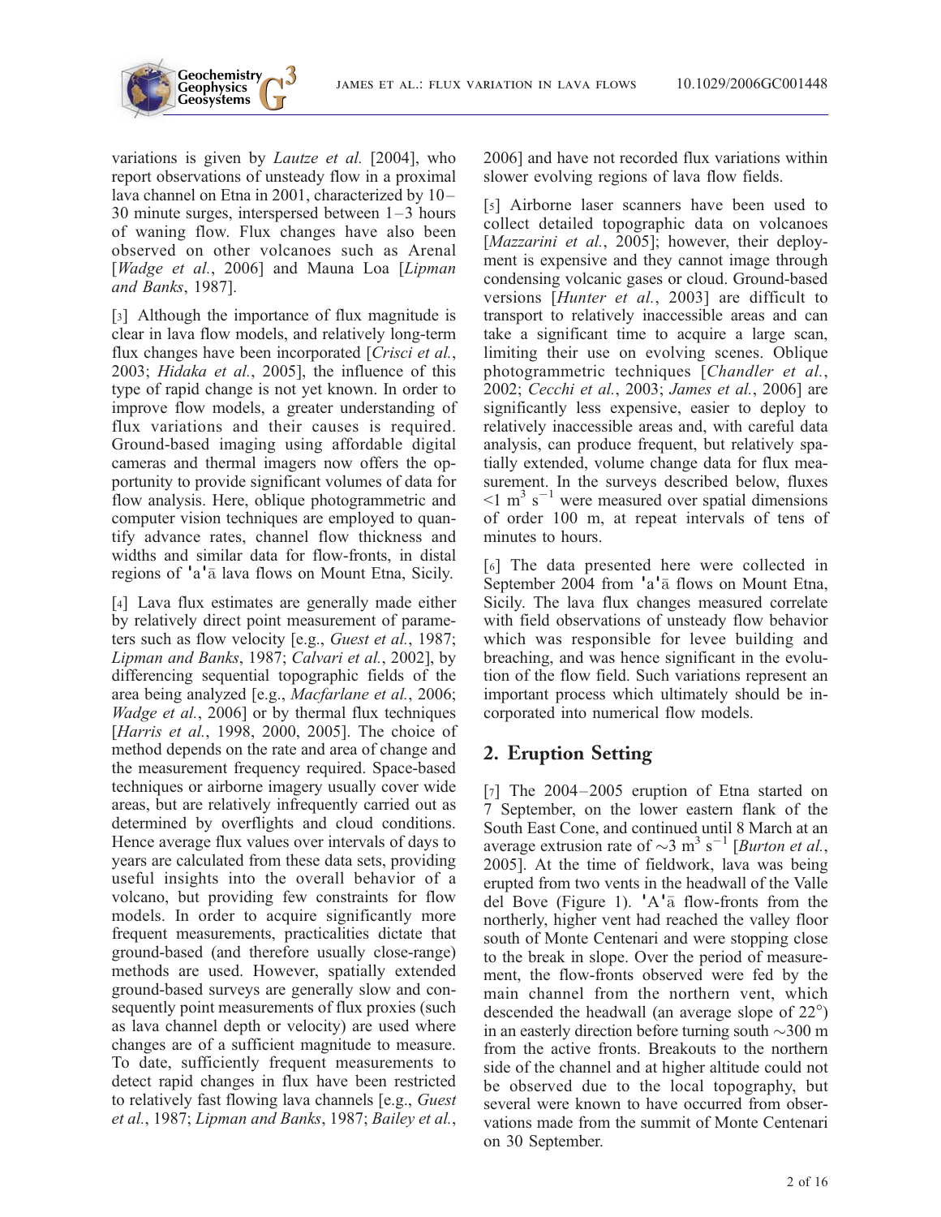variations is given by *Lautze et al.* [2004], who report observations of unsteady flow in a proximal lava channel on Etna in 2001, characterized by 10–30 minute surges, interspersed between 1–3 hours of waning flow. Flux changes have also been observed on other volcanoes such as Arenal [*Wadge et al.*, 2006] and Mauna Loa [*Lipman and Banks*, 1987].

[3] Although the importance of flux magnitude is clear in lava flow models, and relatively long-term flux changes have been incorporated [*Crisci et al.*, 2003; *Hidaka et al.*, 2005], the influence of this type of rapid change is not yet known. In order to improve flow models, a greater understanding of flux variations and their causes is required. Ground-based imaging using affordable digital cameras and thermal imagers now offers the opportunity to provide significant volumes of data for flow analysis. Here, oblique photogrammetric and computer vision techniques are employed to quantify advance rates, channel flow thickness and widths and similar data for flow-fronts, in distal regions of 'a'ā lava flows on Mount Etna, Sicily.

[4] Lava flux estimates are generally made either by relatively direct point measurement of parameters such as flow velocity [e.g., *Guest et al.*, 1987; *Lipman and Banks*, 1987; *Calvari et al.*, 2002], by differencing sequential topographic fields of the area being analyzed [e.g., *Macfarlane et al.*, 2006; *Wadge et al.*, 2006] or by thermal flux techniques [*Harris et al.*, 1998, 2000, 2005]. The choice of method depends on the rate and area of change and the measurement frequency required. Space-based techniques or airborne imagery usually cover wide areas, but are relatively infrequently carried out as determined by overflights and cloud conditions. Hence average flux values over intervals of days to years are calculated from these data sets, providing useful insights into the overall behavior of a volcano, but providing few constraints for flow models. In order to acquire significantly more frequent measurements, practicalities dictate that ground-based (and therefore usually close-range) methods are used. However, spatially extended ground-based surveys are generally slow and consequently point measurements of flux proxies (such as lava channel depth or velocity) are used where changes are of a sufficient magnitude to measure. To date, sufficiently frequent measurements to detect rapid changes in flux have been restricted to relatively fast flowing lava channels [e.g., *Guest et al.*, 1987; *Lipman and Banks*, 1987; *Bailey et al.*, 2006] and have not recorded flux variations within slower evolving regions of lava flow fields.

[5] Airborne laser scanners have been used to collect detailed topographic data on volcanoes [*Mazzarini et al.*, 2005]; however, their deployment is expensive and they cannot image through condensing volcanic gases or cloud. Ground-based versions [*Hunter et al.*, 2003] are difficult to transport to relatively inaccessible areas and can take a significant time to acquire a large scan, limiting their use on evolving scenes. Oblique photogrammetric techniques [*Chandler et al.*, 2002; *Cecchi et al.*, 2003; *James et al.*, 2006] are significantly less expensive, easier to deploy to relatively inaccessible areas and, with careful data analysis, can produce frequent, but relatively spatially extended, volume change data for flux measurement. In the surveys described below, fluxes $<1\ \mathrm{m^3\ s^{-1}}$ were measured over spatial dimensions of order 100 m, at repeat intervals of tens of minutes to hours.

[6] The data presented here were collected in September 2004 from 'a'ā flows on Mount Etna, Sicily. The lava flux changes measured correlate with field observations of unsteady flow behavior which was responsible for levee building and breaching, and was hence significant in the evolution of the flow field. Such variations represent an important process which ultimately should be incorporated into numerical flow models.

## 2. Eruption Setting

[7] The 2004–2005 eruption of Etna started on 7 September, on the lower eastern flank of the South East Cone, and continued until 8 March at an average extrusion rate of $\sim 3\ \mathrm{m^3\ s^{-1}}$ [*Burton et al.*, 2005]. At the time of fieldwork, lava was being erupted from two vents in the headwall of the Valle del Bove (Figure 1). 'A'ā flow-fronts from the northerly, higher vent had reached the valley floor south of Monte Centenari and were stopping close to the break in slope. Over the period of measurement, the flow-fronts observed were fed by the main channel from the northern vent, which descended the headwall (an average slope of 22°) in an easterly direction before turning south ~300 m from the active fronts. Breakouts to the northern side of the channel and at higher altitude could not be observed due to the local topography, but several were known to have occurred from observations made from the summit of Monte Centenari on 30 September.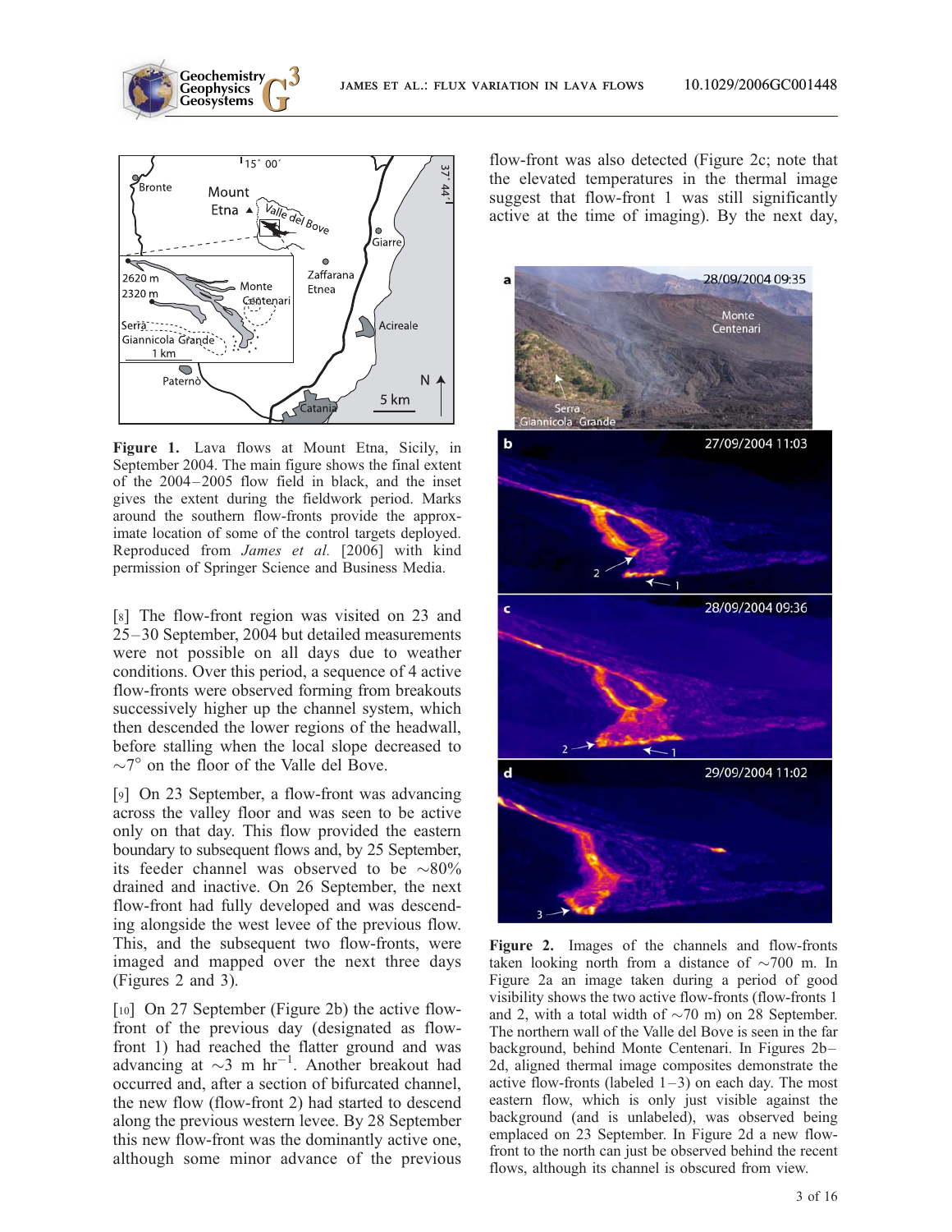Figure 1. Lava flows at Mount Etna, Sicily, in September 2004. The main figure shows the final extent of the 2004–2005 flow field in black, and the inset gives the extent during the fieldwork period. Marks around the southern flow-fronts provide the approximate location of some of the control targets deployed. Reproduced from *James et al.* [2006] with kind permission of Springer Science and Business Media.

[8] The flow-front region was visited on 23 and 25–30 September, 2004 but detailed measurements were not possible on all days due to weather conditions. Over this period, a sequence of 4 active flow-fronts were observed forming from breakouts successively higher up the channel system, which then descended the lower regions of the headwall, before stalling when the local slope decreased to $\sim 7^\circ$ on the floor of the Valle del Bove.

[9] On 23 September, a flow-front was advancing across the valley floor and was seen to be active only on that day. This flow provided the eastern boundary to subsequent flows and, by 25 September, its feeder channel was observed to be $\sim 80\%$ drained and inactive. On 26 September, the next flow-front had fully developed and was descending alongside the west levee of the previous flow. This, and the subsequent two flow-fronts, were imaged and mapped over the next three days (Figures 2 and 3).

[10] On 27 September (Figure 2b) the active flow-front of the previous day (designated as flow-front 1) had reached the flatter ground and was advancing at $\sim 3$ m hr$^{-1}$. Another breakout had occurred and, after a section of bifurcated channel, the new flow (flow-front 2) had started to descend along the previous western levee. By 28 September this new flow-front was the dominantly active one, although some minor advance of the previous flow-front was also detected (Figure 2c; note that the elevated temperatures in the thermal image suggest that flow-front 1 was still significantly active at the time of imaging). By the next day,

Figure 2. Images of the channels and flow-fronts taken looking north from a distance of $\sim 700$ m. In Figure 2a an image taken during a period of good visibility shows the two active flow-fronts (flow-fronts 1 and 2, with a total width of $\sim 70$ m) on 28 September. The northern wall of the Valle del Bove is seen in the far background, behind Monte Centenari. In Figures 2b–2d, aligned thermal image composites demonstrate the active flow-fronts (labeled 1–3) on each day. The most eastern flow, which is only just visible against the background (and is unlabeled), was observed being emplaced on 23 September. In Figure 2d a new flow-front to the north can just be observed behind the recent flows, although its channel is obscured from view.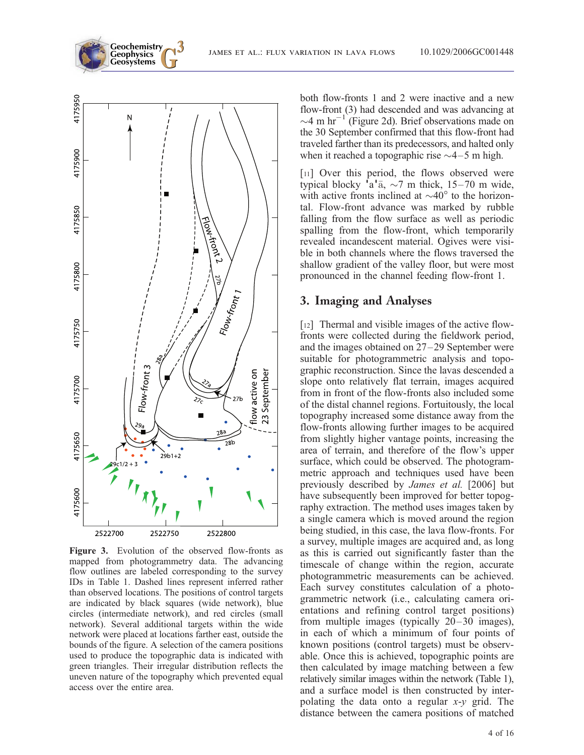**Figure 3.** Evolution of the observed flow-fronts as mapped from photogrammetry data. The advancing flow outlines are labeled corresponding to the survey IDs in Table 1. Dashed lines represent inferred rather than observed locations. The positions of control targets are indicated by black squares (wide network), blue circles (intermediate network), and red circles (small network). Several additional targets within the wide network were placed at locations farther east, outside the bounds of the figure. A selection of the camera positions used to produce the topographic data is indicated with green triangles. Their irregular distribution reflects the uneven nature of the topography which prevented equal access over the entire area.

both flow-fronts 1 and 2 were inactive and a new flow-front (3) had descended and was advancing at ~4 m hr$^{-1}$ (Figure 2d). Brief observations made on the 30 September confirmed that this flow-front had traveled farther than its predecessors, and halted only when it reached a topographic rise ~4–5 m high.

[11] Over this period, the flows observed were typical blocky ʻaʻā, ~7 m thick, 15–70 m wide, with active fronts inclined at ~40° to the horizontal. Flow-front advance was marked by rubble falling from the flow surface as well as periodic spalling from the flow-front, which temporarily revealed incandescent material. Ogives were visible in both channels where the flows traversed the shallow gradient of the valley floor, but were most pronounced in the channel feeding flow-front 1.

## 3. Imaging and Analyses

[12] Thermal and visible images of the active flow-fronts were collected during the fieldwork period, and the images obtained on 27–29 September were suitable for photogrammetric analysis and topographic reconstruction. Since the lavas descended a slope onto relatively flat terrain, images acquired from in front of the flow-fronts also included some of the distal channel regions. Fortuitously, the local topography increased some distance away from the flow-fronts allowing further images to be acquired from slightly higher vantage points, increasing the area of terrain, and therefore of the flow's upper surface, which could be observed. The photogrammetric approach and techniques used have been previously described by *James et al.* [2006] but have subsequently been improved for better topography extraction. The method uses images taken by a single camera which is moved around the region being studied, in this case, the lava flow-fronts. For a survey, multiple images are acquired and, as long as this is carried out significantly faster than the timescale of change within the region, accurate photogrammetric measurements can be achieved. Each survey constitutes calculation of a photogrammetric network (i.e., calculating camera orientations and refining control target positions) from multiple images (typically 20–30 images), in each of which a minimum of four points of known positions (control targets) must be observable. Once this is achieved, topographic points are then calculated by image matching between a few relatively similar images within the network (Table 1), and a surface model is then constructed by interpolating the data onto a regular $x$-$y$ grid. The distance between the camera positions of matched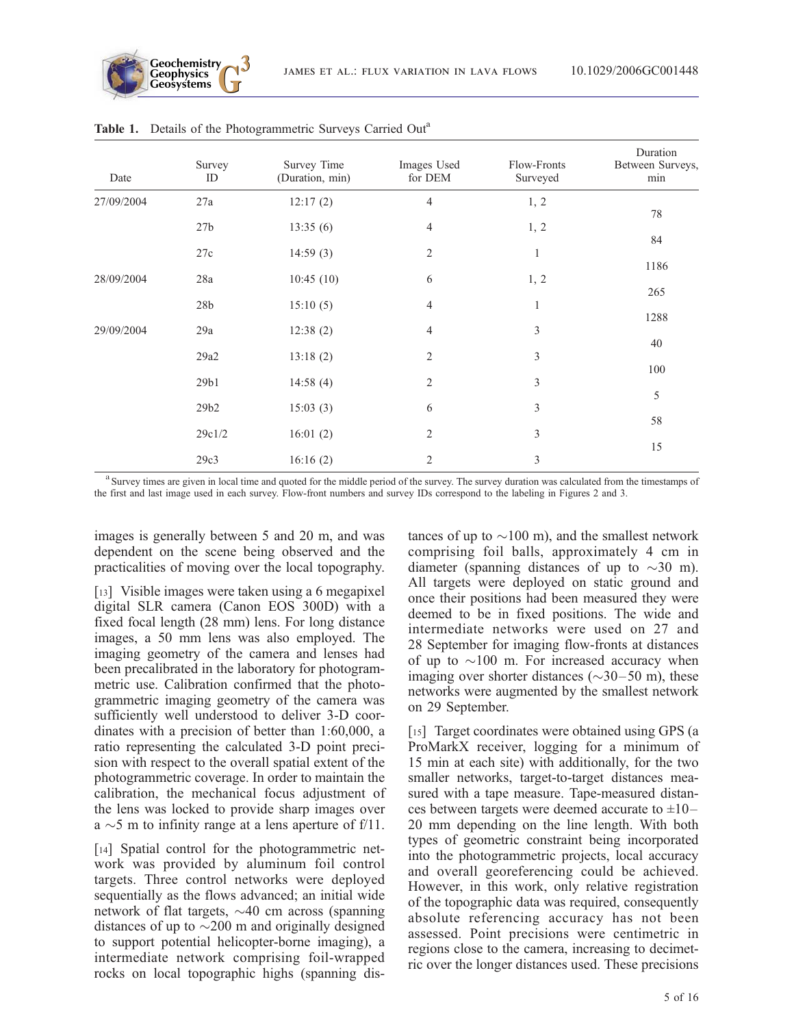**Table 1.** Details of the Photogrammetric Surveys Carried Out[a]

| Date | Survey ID | Survey Time (Duration, min) | Images Used for DEM | Flow-Fronts Surveyed | Duration Between Surveys, min |
|---|---|---|---|---|---|
| 27/09/2004 | 27a | 12:17 (2) | 4 | 1, 2 | |
| | | | | | 78 |
| | 27b | 13:35 (6) | 4 | 1, 2 | |
| | | | | | 84 |
| | 27c | 14:59 (3) | 2 | 1 | |
| | | | | | 1186 |
| 28/09/2004 | 28a | 10:45 (10) | 6 | 1, 2 | |
| | | | | | 265 |
| | 28b | 15:10 (5) | 4 | 1 | |
| | | | | | 1288 |
| 29/09/2004 | 29a | 12:38 (2) | 4 | 3 | |
| | | | | | 40 |
| | 29a2 | 13:18 (2) | 2 | 3 | |
| | | | | | 100 |
| | 29b1 | 14:58 (4) | 2 | 3 | |
| | | | | | 5 |
| | 29b2 | 15:03 (3) | 6 | 3 | |
| | | | | | 58 |
| | 29c1/2 | 16:01 (2) | 2 | 3 | |
| | | | | | 15 |
| | 29c3 | 16:16 (2) | 2 | 3 | |

[a] Survey times are given in local time and quoted for the middle period of the survey. The survey duration was calculated from the timestamps of the first and last image used in each survey. Flow-front numbers and survey IDs correspond to the labeling in Figures 2 and 3.

images is generally between 5 and 20 m, and was dependent on the scene being observed and the practicalities of moving over the local topography.

[13] Visible images were taken using a 6 megapixel digital SLR camera (Canon EOS 300D) with a fixed focal length (28 mm) lens. For long distance images, a 50 mm lens was also employed. The imaging geometry of the camera and lenses had been precalibrated in the laboratory for photogrammetric use. Calibration confirmed that the photogrammetric imaging geometry of the camera was sufficiently well understood to deliver 3-D coordinates with a precision of better than 1:60,000, a ratio representing the calculated 3-D point precision with respect to the overall spatial extent of the photogrammetric coverage. In order to maintain the calibration, the mechanical focus adjustment of the lens was locked to provide sharp images over a ~5 m to infinity range at a lens aperture of f/11.

[14] Spatial control for the photogrammetric network was provided by aluminum foil control targets. Three control networks were deployed sequentially as the flows advanced; an initial wide network of flat targets, ~40 cm across (spanning distances of up to ~200 m and originally designed to support potential helicopter-borne imaging), a intermediate network comprising foil-wrapped rocks on local topographic highs (spanning distances of up to ~100 m), and the smallest network comprising foil balls, approximately 4 cm in diameter (spanning distances of up to ~30 m). All targets were deployed on static ground and once their positions had been measured they were deemed to be in fixed positions. The wide and intermediate networks were used on 27 and 28 September for imaging flow-fronts at distances of up to ~100 m. For increased accuracy when imaging over shorter distances (~30–50 m), these networks were augmented by the smallest network on 29 September.

[15] Target coordinates were obtained using GPS (a ProMarkX receiver, logging for a minimum of 15 min at each site) with additionally, for the two smaller networks, target-to-target distances measured with a tape measure. Tape-measured distances between targets were deemed accurate to ±10–20 mm depending on the line length. With both types of geometric constraint being incorporated into the photogrammetric projects, local accuracy and overall georeferencing could be achieved. However, in this work, only relative registration of the topographic data was required, consequently absolute referencing accuracy has not been assessed. Point precisions were centimetric in regions close to the camera, increasing to decimetric over the longer distances used. These precisions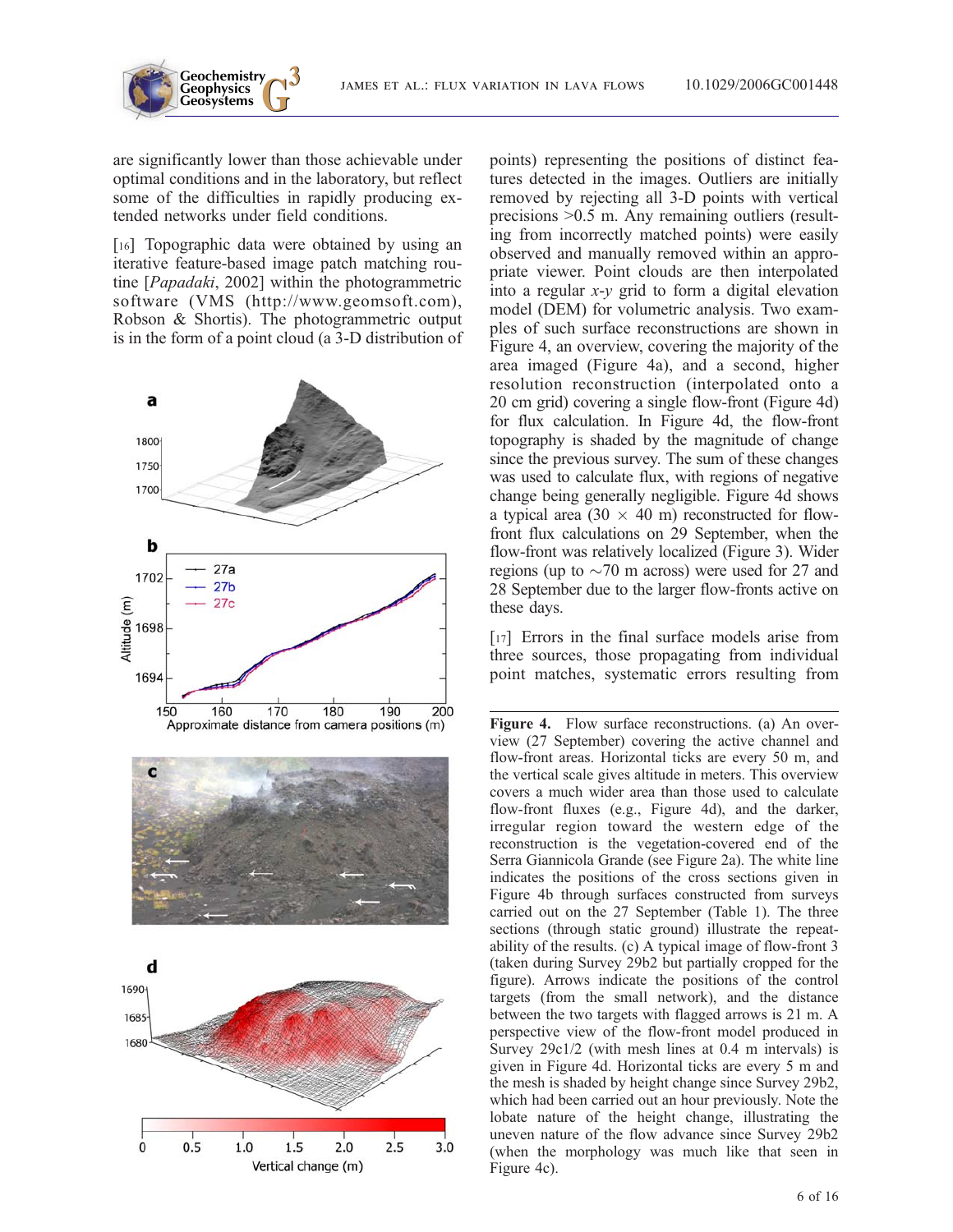are significantly lower than those achievable under optimal conditions and in the laboratory, but reflect some of the difficulties in rapidly producing extended networks under field conditions.

[16] Topographic data were obtained by using an iterative feature-based image patch matching routine [*Papadaki*, 2002] within the photogrammetric software (VMS (http://www.geomsoft.com), Robson & Shortis). The photogrammetric output is in the form of a point cloud (a 3-D distribution of points) representing the positions of distinct features detected in the images. Outliers are initially removed by rejecting all 3-D points with vertical precisions >0.5 m. Any remaining outliers (resulting from incorrectly matched points) were easily observed and manually removed within an appropriate viewer. Point clouds are then interpolated into a regular *x-y* grid to form a digital elevation model (DEM) for volumetric analysis. Two examples of such surface reconstructions are shown in Figure 4, an overview, covering the majority of the area imaged (Figure 4a), and a second, higher resolution reconstruction (interpolated onto a 20 cm grid) covering a single flow-front (Figure 4d) for flux calculation. In Figure 4d, the flow-front topography is shaded by the magnitude of change since the previous survey. The sum of these changes was used to calculate flux, with regions of negative change being generally negligible. Figure 4d shows a typical area (30 × 40 m) reconstructed for flow-front flux calculations on 29 September, when the flow-front was relatively localized (Figure 3). Wider regions (up to ~70 m across) were used for 27 and 28 September due to the larger flow-fronts active on these days.

[17] Errors in the final surface models arise from three sources, those propagating from individual point matches, systematic errors resulting from

**Figure 4.** Flow surface reconstructions. (a) An overview (27 September) covering the active channel and flow-front areas. Horizontal ticks are every 50 m, and the vertical scale gives altitude in meters. This overview covers a much wider area than those used to calculate flow-front fluxes (e.g., Figure 4d), and the darker, irregular region toward the western edge of the reconstruction is the vegetation-covered end of the Serra Giannicola Grande (see Figure 2a). The white line indicates the positions of the cross sections given in Figure 4b through surfaces constructed from surveys carried out on the 27 September (Table 1). The three sections (through static ground) illustrate the repeatability of the results. (c) A typical image of flow-front 3 (taken during Survey 29b2 but partially cropped for the figure). Arrows indicate the positions of the control targets (from the small network), and the distance between the two targets with flagged arrows is 21 m. A perspective view of the flow-front model produced in Survey 29c1/2 (with mesh lines at 0.4 m intervals) is given in Figure 4d. Horizontal ticks are every 5 m and the mesh is shaded by height change since Survey 29b2, which had been carried out an hour previously. Note the lobate nature of the height change, illustrating the uneven nature of the flow advance since Survey 29b2 (when the morphology was much like that seen in Figure 4c).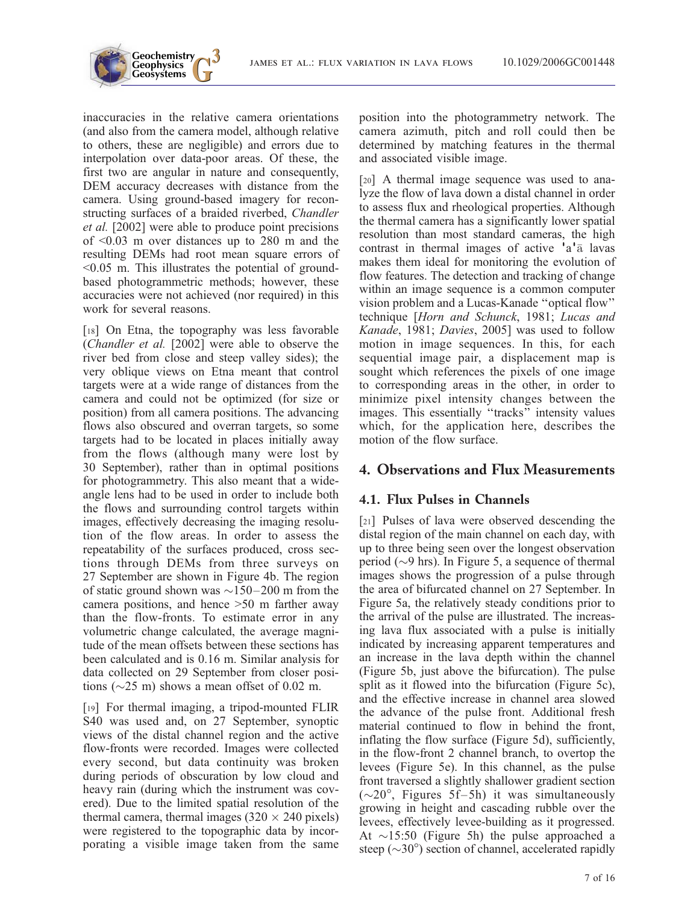inaccuracies in the relative camera orientations (and also from the camera model, although relative to others, these are negligible) and errors due to interpolation over data-poor areas. Of these, the first two are angular in nature and consequently, DEM accuracy decreases with distance from the camera. Using ground-based imagery for reconstructing surfaces of a braided riverbed, *Chandler et al.* [2002] were able to produce point precisions of <0.03 m over distances up to 280 m and the resulting DEMs had root mean square errors of <0.05 m. This illustrates the potential of ground-based photogrammetric methods; however, these accuracies were not achieved (nor required) in this work for several reasons.

[18] On Etna, the topography was less favorable (*Chandler et al.* [2002] were able to observe the river bed from close and steep valley sides); the very oblique views on Etna meant that control targets were at a wide range of distances from the camera and could not be optimized (for size or position) from all camera positions. The advancing flows also obscured and overran targets, so some targets had to be located in places initially away from the flows (although many were lost by 30 September), rather than in optimal positions for photogrammetry. This also meant that a wide-angle lens had to be used in order to include both the flows and surrounding control targets within images, effectively decreasing the imaging resolution of the flow areas. In order to assess the repeatability of the surfaces produced, cross sections through DEMs from three surveys on 27 September are shown in Figure 4b. The region of static ground shown was ~150–200 m from the camera positions, and hence >50 m farther away than the flow-fronts. To estimate error in any volumetric change calculated, the average magnitude of the mean offsets between these sections has been calculated and is 0.16 m. Similar analysis for data collected on 29 September from closer positions (~25 m) shows a mean offset of 0.02 m.

[19] For thermal imaging, a tripod-mounted FLIR S40 was used and, on 27 September, synoptic views of the distal channel region and the active flow-fronts were recorded. Images were collected every second, but data continuity was broken during periods of obscuration by low cloud and heavy rain (during which the instrument was covered). Due to the limited spatial resolution of the thermal camera, thermal images (320 × 240 pixels) were registered to the topographic data by incorporating a visible image taken from the same position into the photogrammetry network. The camera azimuth, pitch and roll could then be determined by matching features in the thermal and associated visible image.

[20] A thermal image sequence was used to analyze the flow of lava down a distal channel in order to assess flux and rheological properties. Although the thermal camera has a significantly lower spatial resolution than most standard cameras, the high contrast in thermal images of active 'a'ā lavas makes them ideal for monitoring the evolution of flow features. The detection and tracking of change within an image sequence is a common computer vision problem and a Lucas-Kanade "optical flow" technique [*Horn and Schunck*, 1981; *Lucas and Kanade*, 1981; *Davies*, 2005] was used to follow motion in image sequences. In this, for each sequential image pair, a displacement map is sought which references the pixels of one image to corresponding areas in the other, in order to minimize pixel intensity changes between the images. This essentially "tracks" intensity values which, for the application here, describes the motion of the flow surface.

## 4. Observations and Flux Measurements

### 4.1. Flux Pulses in Channels

[21] Pulses of lava were observed descending the distal region of the main channel on each day, with up to three being seen over the longest observation period (~9 hrs). In Figure 5, a sequence of thermal images shows the progression of a pulse through the area of bifurcated channel on 27 September. In Figure 5a, the relatively steady conditions prior to the arrival of the pulse are illustrated. The increasing lava flux associated with a pulse is initially indicated by increasing apparent temperatures and an increase in the lava depth within the channel (Figure 5b, just above the bifurcation). The pulse split as it flowed into the bifurcation (Figure 5c), and the effective increase in channel area slowed the advance of the pulse front. Additional fresh material continued to flow in behind the front, inflating the flow surface (Figure 5d), sufficiently, in the flow-front 2 channel branch, to overtop the levees (Figure 5e). In this channel, as the pulse front traversed a slightly shallower gradient section (~20°, Figures 5f–5h) it was simultaneously growing in height and cascading rubble over the levees, effectively levee-building as it progressed. At ~15:50 (Figure 5h) the pulse approached a steep (~30°) section of channel, accelerated rapidly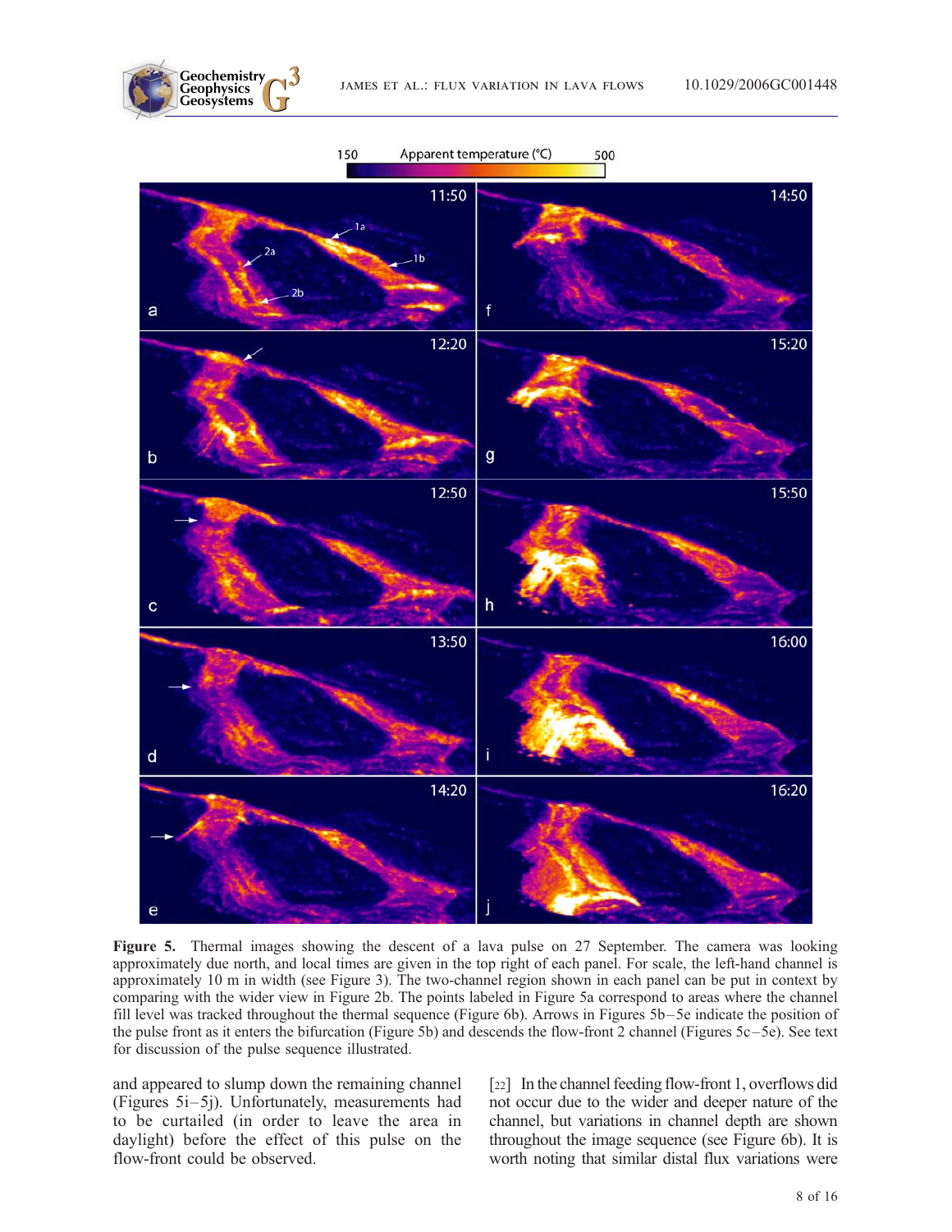**Figure 5.** Thermal images showing the descent of a lava pulse on 27 September. The camera was looking approximately due north, and local times are given in the top right of each panel. For scale, the left-hand channel is approximately 10 m in width (see Figure 3). The two-channel region shown in each panel can be put in context by comparing with the wider view in Figure 2b. The points labeled in Figure 5a correspond to areas where the channel fill level was tracked throughout the thermal sequence (Figure 6b). Arrows in Figures 5b–5e indicate the position of the pulse front as it enters the bifurcation (Figure 5b) and descends the flow-front 2 channel (Figures 5c–5e). See text for discussion of the pulse sequence illustrated.

and appeared to slump down the remaining channel (Figures 5i–5j). Unfortunately, measurements had to be curtailed (in order to leave the area in daylight) before the effect of this pulse on the flow-front could be observed.

[22] In the channel feeding flow-front 1, overflows did not occur due to the wider and deeper nature of the channel, but variations in channel depth are shown throughout the image sequence (see Figure 6b). It is worth noting that similar distal flux variations were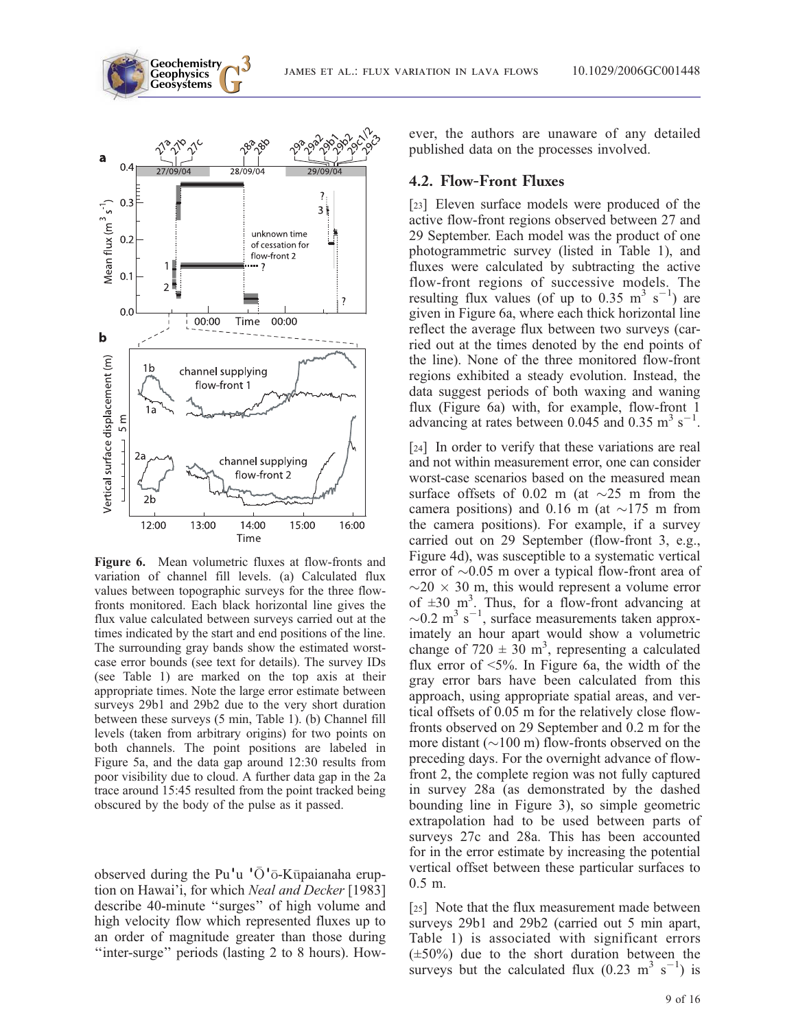**Figure 6.** Mean volumetric fluxes at flow-fronts and variation of channel fill levels. (a) Calculated flux values between topographic surveys for the three flow-fronts monitored. Each black horizontal line gives the flux value calculated between surveys carried out at the times indicated by the start and end positions of the line. The surrounding gray bands show the estimated worst-case error bounds (see text for details). The survey IDs (see Table 1) are marked on the top axis at their appropriate times. Note the large error estimate between surveys 29b1 and 29b2 due to the very short duration between these surveys (5 min, Table 1). (b) Channel fill levels (taken from arbitrary origins) for two points on both channels. The point positions are labeled in Figure 5a, and the data gap around 12:30 results from poor visibility due to cloud. A further data gap in the 2a trace around 15:45 resulted from the point tracked being obscured by the body of the pulse as it passed.

observed during the Pu'u 'Ō'ō-Kūpaianaha eruption on Hawai'i, for which *Neal and Decker* [1983] describe 40-minute "surges" of high volume and high velocity flow which represented fluxes up to an order of magnitude greater than those during "inter-surge" periods (lasting 2 to 8 hours). However, the authors are unaware of any detailed published data on the processes involved.

## 4.2. Flow-Front Fluxes

[23] Eleven surface models were produced of the active flow-front regions observed between 27 and 29 September. Each model was the product of one photogrammetric survey (listed in Table 1), and fluxes were calculated by subtracting the active flow-front regions of successive models. The resulting flux values (of up to 0.35 $m^3$ $s^{-1}$) are given in Figure 6a, where each thick horizontal line reflect the average flux between two surveys (carried out at the times denoted by the end points of the line). None of the three monitored flow-front regions exhibited a steady evolution. Instead, the data suggest periods of both waxing and waning flux (Figure 6a) with, for example, flow-front 1 advancing at rates between 0.045 and 0.35 $m^3$ $s^{-1}$.

[24] In order to verify that these variations are real and not within measurement error, one can consider worst-case scenarios based on the measured mean surface offsets of 0.02 m (at ~25 m from the camera positions) and 0.16 m (at ~175 m from the camera positions). For example, if a survey carried out on 29 September (flow-front 3, e.g., Figure 4d), was susceptible to a systematic vertical error of ~0.05 m over a typical flow-front area of ~20 × 30 m, this would represent a volume error of ±30 $m^3$. Thus, for a flow-front advancing at ~0.2 $m^3$ $s^{-1}$, surface measurements taken approximately an hour apart would show a volumetric change of 720 ± 30 $m^3$, representing a calculated flux error of <5%. In Figure 6a, the width of the gray error bars have been calculated from this approach, using appropriate spatial areas, and vertical offsets of 0.05 m for the relatively close flow-fronts observed on 29 September and 0.2 m for the more distant (~100 m) flow-fronts observed on the preceding days. For the overnight advance of flow-front 2, the complete region was not fully captured in survey 28a (as demonstrated by the dashed bounding line in Figure 3), so simple geometric extrapolation had to be used between parts of surveys 27c and 28a. This has been accounted for in the error estimate by increasing the potential vertical offset between these particular surfaces to 0.5 m.

[25] Note that the flux measurement made between surveys 29b1 and 29b2 (carried out 5 min apart, Table 1) is associated with significant errors (±50%) due to the short duration between the surveys but the calculated flux (0.23 $m^3$ $s^{-1}$) is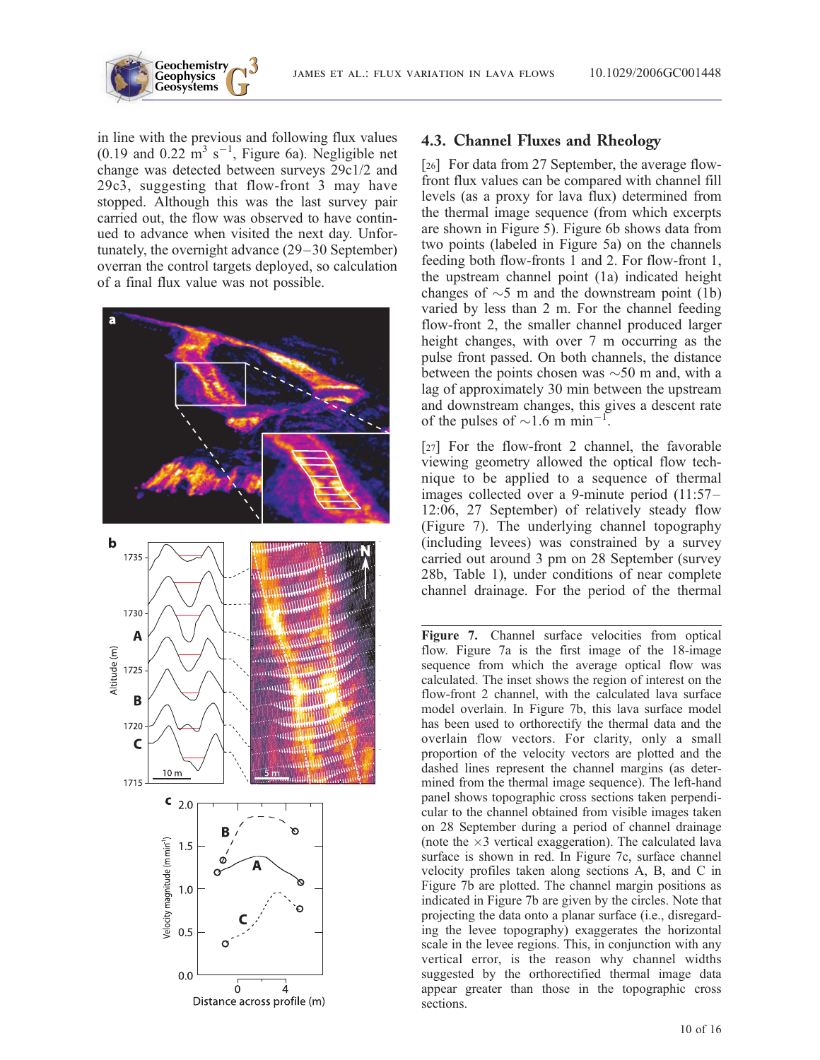in line with the previous and following flux values (0.19 and 0.22 $m^3 s^{-1}$, Figure 6a). Negligible net change was detected between surveys 29c1/2 and 29c3, suggesting that flow-front 3 may have stopped. Although this was the last survey pair carried out, the flow was observed to have continued to advance when visited the next day. Unfortunately, the overnight advance (29–30 September) overran the control targets deployed, so calculation of a final flux value was not possible.

## 4.3. Channel Fluxes and Rheology

[26] For data from 27 September, the average flow-front flux values can be compared with channel fill levels (as a proxy for lava flux) determined from the thermal image sequence (from which excerpts are shown in Figure 5). Figure 6b shows data from two points (labeled in Figure 5a) on the channels feeding both flow-fronts 1 and 2. For flow-front 1, the upstream channel point (1a) indicated height changes of ∼5 m and the downstream point (1b) varied by less than 2 m. For the channel feeding flow-front 2, the smaller channel produced larger height changes, with over 7 m occurring as the pulse front passed. On both channels, the distance between the points chosen was ∼50 m and, with a lag of approximately 30 min between the upstream and downstream changes, this gives a descent rate of the pulses of ∼1.6 m $min^{-1}$.

[27] For the flow-front 2 channel, the favorable viewing geometry allowed the optical flow technique to be applied to a sequence of thermal images collected over a 9-minute period (11:57–12:06, 27 September) of relatively steady flow (Figure 7). The underlying channel topography (including levees) was constrained by a survey carried out around 3 pm on 28 September (survey 28b, Table 1), under conditions of near complete channel drainage. For the period of the thermal

**Figure 7.** Channel surface velocities from optical flow. Figure 7a is the first image of the 18-image sequence from which the average optical flow was calculated. The inset shows the region of interest on the flow-front 2 channel, with the calculated lava surface model overlain. In Figure 7b, this lava surface model has been used to orthorectify the thermal data and the overlain flow vectors. For clarity, only a small proportion of the velocity vectors are plotted and the dashed lines represent the channel margins (as determined from the thermal image sequence). The left-hand panel shows topographic cross sections taken perpendicular to the channel obtained from visible images taken on 28 September during a period of channel drainage (note the ×3 vertical exaggeration). The calculated lava surface is shown in red. In Figure 7c, surface channel velocity profiles taken along sections A, B, and C in Figure 7b are plotted. The channel margin positions as indicated in Figure 7b are given by the circles. Note that projecting the data onto a planar surface (i.e., disregarding the levee topography) exaggerates the horizontal scale in the levee regions. This, in conjunction with any vertical error, is the reason why channel widths suggested by the orthorectified thermal image data appear greater than those in the topographic cross sections.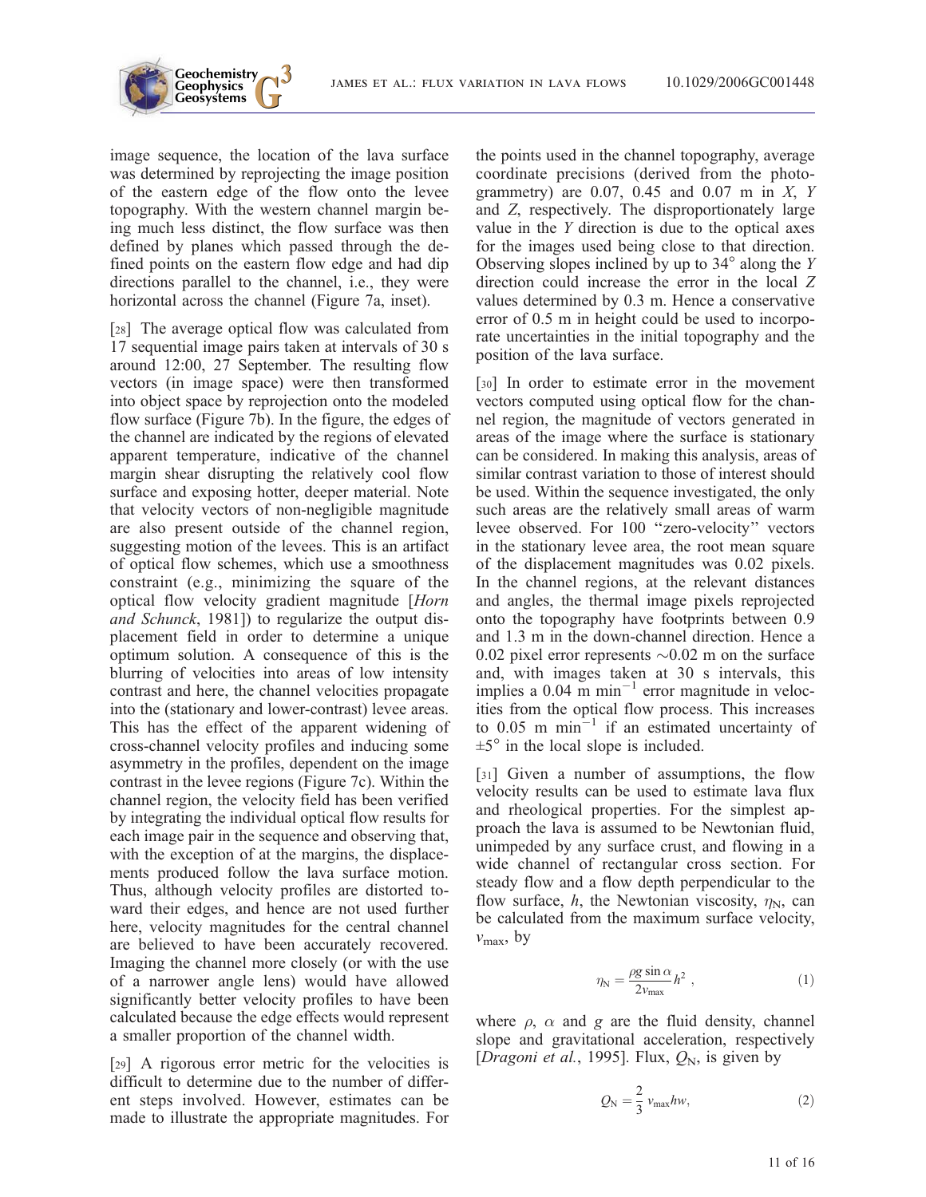image sequence, the location of the lava surface was determined by reprojecting the image position of the eastern edge of the flow onto the levee topography. With the western channel margin being much less distinct, the flow surface was then defined by planes which passed through the defined points on the eastern flow edge and had dip directions parallel to the channel, i.e., they were horizontal across the channel (Figure 7a, inset).

[28] The average optical flow was calculated from 17 sequential image pairs taken at intervals of 30 s around 12:00, 27 September. The resulting flow vectors (in image space) were then transformed into object space by reprojection onto the modeled flow surface (Figure 7b). In the figure, the edges of the channel are indicated by the regions of elevated apparent temperature, indicative of the channel margin shear disrupting the relatively cool flow surface and exposing hotter, deeper material. Note that velocity vectors of non-negligible magnitude are also present outside of the channel region, suggesting motion of the levees. This is an artifact of optical flow schemes, which use a smoothness constraint (e.g., minimizing the square of the optical flow velocity gradient magnitude [*Horn and Schunck*, 1981]) to regularize the output displacement field in order to determine a unique optimum solution. A consequence of this is the blurring of velocities into areas of low intensity contrast and here, the channel velocities propagate into the (stationary and lower-contrast) levee areas. This has the effect of the apparent widening of cross-channel velocity profiles and inducing some asymmetry in the profiles, dependent on the image contrast in the levee regions (Figure 7c). Within the channel region, the velocity field has been verified by integrating the individual optical flow results for each image pair in the sequence and observing that, with the exception of at the margins, the displacements produced follow the lava surface motion. Thus, although velocity profiles are distorted toward their edges, and hence are not used further here, velocity magnitudes for the central channel are believed to have been accurately recovered. Imaging the channel more closely (or with the use of a narrower angle lens) would have allowed significantly better velocity profiles to have been calculated because the edge effects would represent a smaller proportion of the channel width.

[29] A rigorous error metric for the velocities is difficult to determine due to the number of different steps involved. However, estimates can be made to illustrate the appropriate magnitudes. For the points used in the channel topography, average coordinate precisions (derived from the photogrammetry) are 0.07, 0.45 and 0.07 m in $X$, $Y$ and $Z$, respectively. The disproportionately large value in the $Y$ direction is due to the optical axes for the images used being close to that direction. Observing slopes inclined by up to 34° along the $Y$ direction could increase the error in the local $Z$ values determined by 0.3 m. Hence a conservative error of 0.5 m in height could be used to incorporate uncertainties in the initial topography and the position of the lava surface.

[30] In order to estimate error in the movement vectors computed using optical flow for the channel region, the magnitude of vectors generated in areas of the image where the surface is stationary can be considered. In making this analysis, areas of similar contrast variation to those of interest should be used. Within the sequence investigated, the only such areas are the relatively small areas of warm levee observed. For 100 "zero-velocity" vectors in the stationary levee area, the root mean square of the displacement magnitudes was 0.02 pixels. In the channel regions, at the relevant distances and angles, the thermal image pixels reprojected onto the topography have footprints between 0.9 and 1.3 m in the down-channel direction. Hence a 0.02 pixel error represents ~0.02 m on the surface and, with images taken at 30 s intervals, this implies a 0.04 m min$^{-1}$ error magnitude in velocities from the optical flow process. This increases to 0.05 m min$^{-1}$ if an estimated uncertainty of ±5° in the local slope is included.

[31] Given a number of assumptions, the flow velocity results can be used to estimate lava flux and rheological properties. For the simplest approach the lava is assumed to be Newtonian fluid, unimpeded by any surface crust, and flowing in a wide channel of rectangular cross section. For steady flow and a flow depth perpendicular to the flow surface, $h$, the Newtonian viscosity, $\eta_N$, can be calculated from the maximum surface velocity, $v_{max}$, by

$$\eta_N = \frac{\rho g \sin \alpha}{2 v_{max}} h^2 , \qquad (1)$$

where $\rho$, $\alpha$ and $g$ are the fluid density, channel slope and gravitational acceleration, respectively [*Dragoni et al.*, 1995]. Flux, $Q_N$, is given by

$$Q_N = \frac{2}{3} v_{max} h w, \qquad (2)$$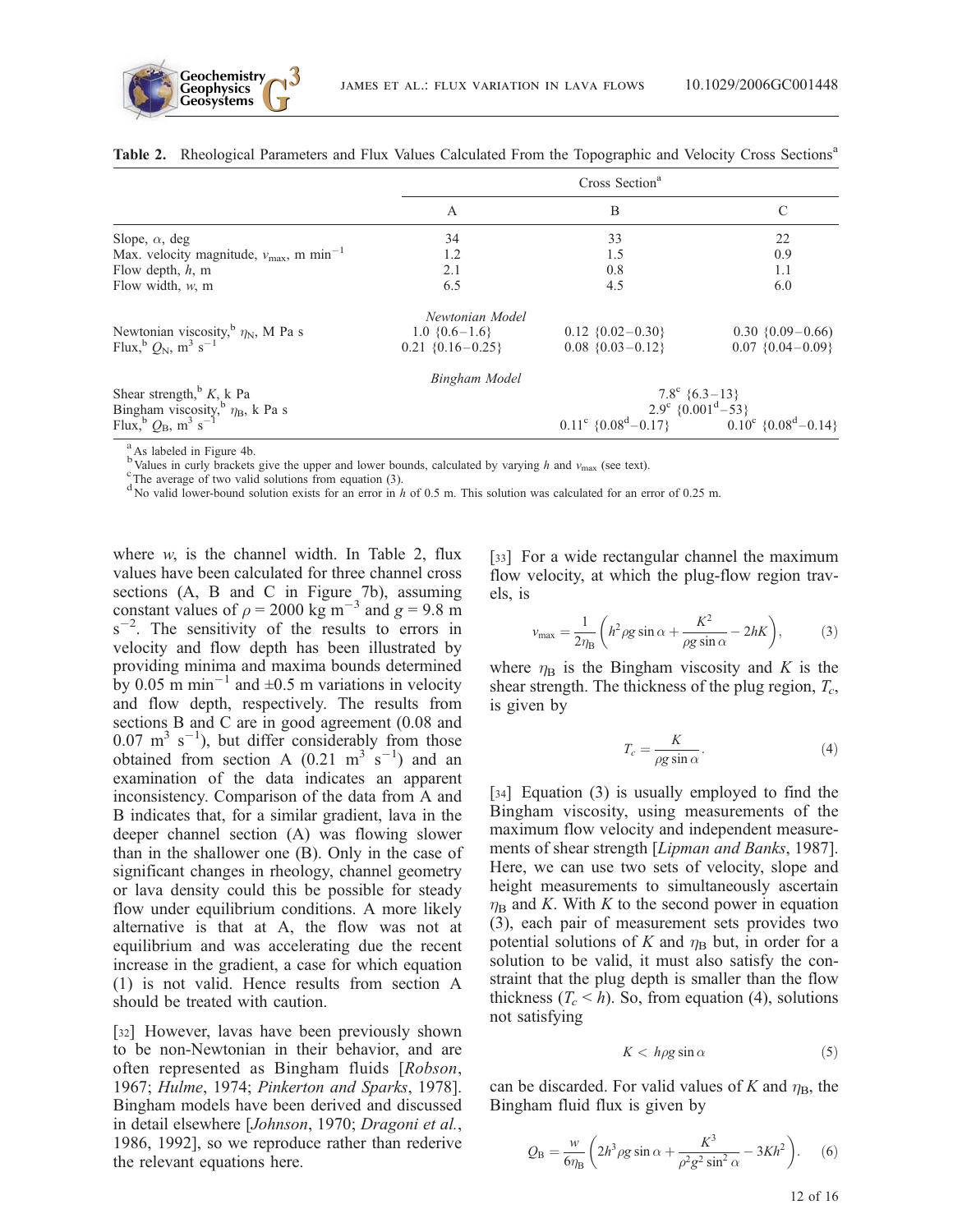**Table 2.** Rheological Parameters and Flux Values Calculated From the Topographic and Velocity Cross Sections[a]

| | Cross Section[a] | | |
|---|---|---|---|
| | A | B | C |
| Slope, $\alpha$, deg | 34 | 33 | 22 |
| Max. velocity magnitude, $v_{max}$, m min$^{-1}$ | 1.2 | 1.5 | 0.9 |
| Flow depth, $h$, m | 2.1 | 0.8 | 1.1 |
| Flow width, $w$, m | 6.5 | 4.5 | 6.0 |
| | *Newtonian Model* | | |
| Newtonian viscosity,[b] $\eta_N$, M Pa s | 1.0 {0.6–1.6} | 0.12 {0.02–0.30} | 0.30 {0.09–0.66} |
| Flux,[b] $Q_N$, m$^3$ s$^{-1}$ | 0.21 {0.16–0.25} | 0.08 {0.03–0.12} | 0.07 {0.04–0.09} |
| | *Bingham Model* | | |
| Shear strength,[b] $K$, k Pa | | 7.8[c] {6.3–13} | |
| Bingham viscosity,[b] $\eta_B$, k Pa s | | 2.9[c] {0.001[d]–53} | |
| Flux,[b] $Q_B$, m$^3$ s$^{-1}$ | | 0.11[c] {0.08[d]–0.17} | 0.10[c] {0.08[d]–0.14} |

[a] As labeled in Figure 4b.
[b] Values in curly brackets give the upper and lower bounds, calculated by varying $h$ and $v_{max}$ (see text).
[c] The average of two valid solutions from equation (3).
[d] No valid lower-bound solution exists for an error in $h$ of 0.5 m. This solution was calculated for an error of 0.25 m.

where $w$, is the channel width. In Table 2, flux values have been calculated for three channel cross sections (A, B and C in Figure 7b), assuming constant values of $\rho = 2000$ kg m$^{-3}$ and $g = 9.8$ m s$^{-2}$. The sensitivity of the results to errors in velocity and flow depth has been illustrated by providing minima and maxima bounds determined by 0.05 m min$^{-1}$ and ±0.5 m variations in velocity and flow depth, respectively. The results from sections B and C are in good agreement (0.08 and 0.07 m$^3$ s$^{-1}$), but differ considerably from those obtained from section A (0.21 m$^3$ s$^{-1}$) and an examination of the data indicates an apparent inconsistency. Comparison of the data from A and B indicates that, for a similar gradient, lava in the deeper channel section (A) was flowing slower than in the shallower one (B). Only in the case of significant changes in rheology, channel geometry or lava density could this be possible for steady flow under equilibrium conditions. A more likely alternative is that at A, the flow was not at equilibrium and was accelerating due the recent increase in the gradient, a case for which equation (1) is not valid. Hence results from section A should be treated with caution.

[32] However, lavas have been previously shown to be non-Newtonian in their behavior, and are often represented as Bingham fluids [*Robson*, 1967; *Hulme*, 1974; *Pinkerton and Sparks*, 1978]. Bingham models have been derived and discussed in detail elsewhere [*Johnson*, 1970; *Dragoni et al.*, 1986, 1992], so we reproduce rather than rederive the relevant equations here.

[33] For a wide rectangular channel the maximum flow velocity, at which the plug-flow region travels, is

$$v_{max} = \frac{1}{2\eta_B}\left(h^2 \rho g \sin\alpha + \frac{K^2}{\rho g \sin\alpha} - 2hK\right), \qquad (3)$$

where $\eta_B$ is the Bingham viscosity and $K$ is the shear strength. The thickness of the plug region, $T_c$, is given by

$$T_c = \frac{K}{\rho g \sin\alpha}. \qquad (4)$$

[34] Equation (3) is usually employed to find the Bingham viscosity, using measurements of the maximum flow velocity and independent measurements of shear strength [*Lipman and Banks*, 1987]. Here, we can use two sets of velocity, slope and height measurements to simultaneously ascertain $\eta_B$ and $K$. With $K$ to the second power in equation (3), each pair of measurement sets provides two potential solutions of $K$ and $\eta_B$ but, in order for a solution to be valid, it must also satisfy the constraint that the plug depth is smaller than the flow thickness ($T_c < h$). So, from equation (4), solutions not satisfying

$$K < h\rho g \sin\alpha \qquad (5)$$

can be discarded. For valid values of $K$ and $\eta_B$, the Bingham fluid flux is given by

$$Q_B = \frac{w}{6\eta_B}\left(2h^3 \rho g \sin\alpha + \frac{K^3}{\rho^2 g^2 \sin^2\alpha} - 3Kh^2\right). \qquad (6)$$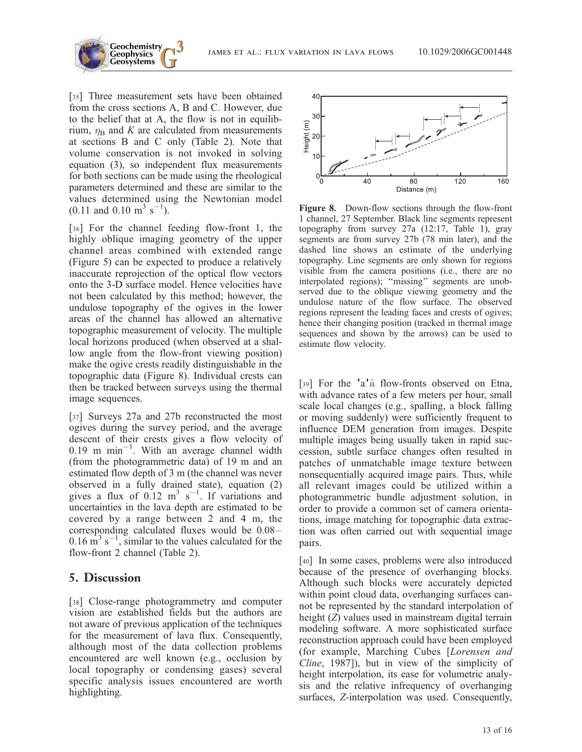[35] Three measurement sets have been obtained from the cross sections A, B and C. However, due to the belief that at A, the flow is not in equilibrium, $\eta_B$ and $K$ are calculated from measurements at sections B and C only (Table 2). Note that volume conservation is not invoked in solving equation (3), so independent flux measurements for both sections can be made using the rheological parameters determined and these are similar to the values determined using the Newtonian model (0.11 and 0.10 $m^3$ $s^{-1}$).

[36] For the channel feeding flow-front 1, the highly oblique imaging geometry of the upper channel areas combined with extended range (Figure 5) can be expected to produce a relatively inaccurate reprojection of the optical flow vectors onto the 3-D surface model. Hence velocities have not been calculated by this method; however, the undulose topography of the ogives in the lower areas of the channel has allowed an alternative topographic measurement of velocity. The multiple local horizons produced (when observed at a shallow angle from the flow-front viewing position) make the ogive crests readily distinguishable in the topographic data (Figure 8). Individual crests can then be tracked between surveys using the thermal image sequences.

[37] Surveys 27a and 27b reconstructed the most ogives during the survey period, and the average descent of their crests gives a flow velocity of 0.19 m $min^{-1}$. With an average channel width (from the photogrammetric data) of 19 m and an estimated flow depth of 3 m (the channel was never observed in a fully drained state), equation (2) gives a flux of 0.12 $m^3$ $s^{-1}$. If variations and uncertainties in the lava depth are estimated to be covered by a range between 2 and 4 m, the corresponding calculated fluxes would be 0.08–0.16 $m^3$ $s^{-1}$, similar to the values calculated for the flow-front 2 channel (Table 2).

**Figure 8.** Down-flow sections through the flow-front 1 channel, 27 September. Black line segments represent topography from survey 27a (12:17, Table 1), gray segments are from survey 27b (78 min later), and the dashed line shows an estimate of the underlying topography. Line segments are only shown for regions visible from the camera positions (i.e., there are no interpolated regions); "missing" segments are unobserved due to the oblique viewing geometry and the undulose nature of the flow surface. The observed regions represent the leading faces and crests of ogives; hence their changing position (tracked in thermal image sequences and shown by the arrows) can be used to estimate flow velocity.

## 5. Discussion

[38] Close-range photogrammetry and computer vision are established fields but the authors are not aware of previous application of the techniques for the measurement of lava flux. Consequently, although most of the data collection problems encountered are well known (e.g., occlusion by local topography or condensing gases) several specific analysis issues encountered are worth highlighting.

[39] For the ʻaʻā flow-fronts observed on Etna, with advance rates of a few meters per hour, small scale local changes (e.g., spalling, a block falling or moving suddenly) were sufficiently frequent to influence DEM generation from images. Despite multiple images being usually taken in rapid succession, subtle surface changes often resulted in patches of unmatchable image texture between nonsequentially acquired image pairs. Thus, while all relevant images could be utilized within a photogrammetric bundle adjustment solution, in order to provide a common set of camera orientations, image matching for topographic data extraction was often carried out with sequential image pairs.

[40] In some cases, problems were also introduced because of the presence of overhanging blocks. Although such blocks were accurately depicted within point cloud data, overhanging surfaces cannot be represented by the standard interpolation of height ($Z$) values used in mainstream digital terrain modeling software. A more sophisticated surface reconstruction approach could have been employed (for example, Marching Cubes [*Lorensen and Cline*, 1987]), but in view of the simplicity of height interpolation, its ease for volumetric analysis and the relative infrequency of overhanging surfaces, $Z$-interpolation was used. Consequently,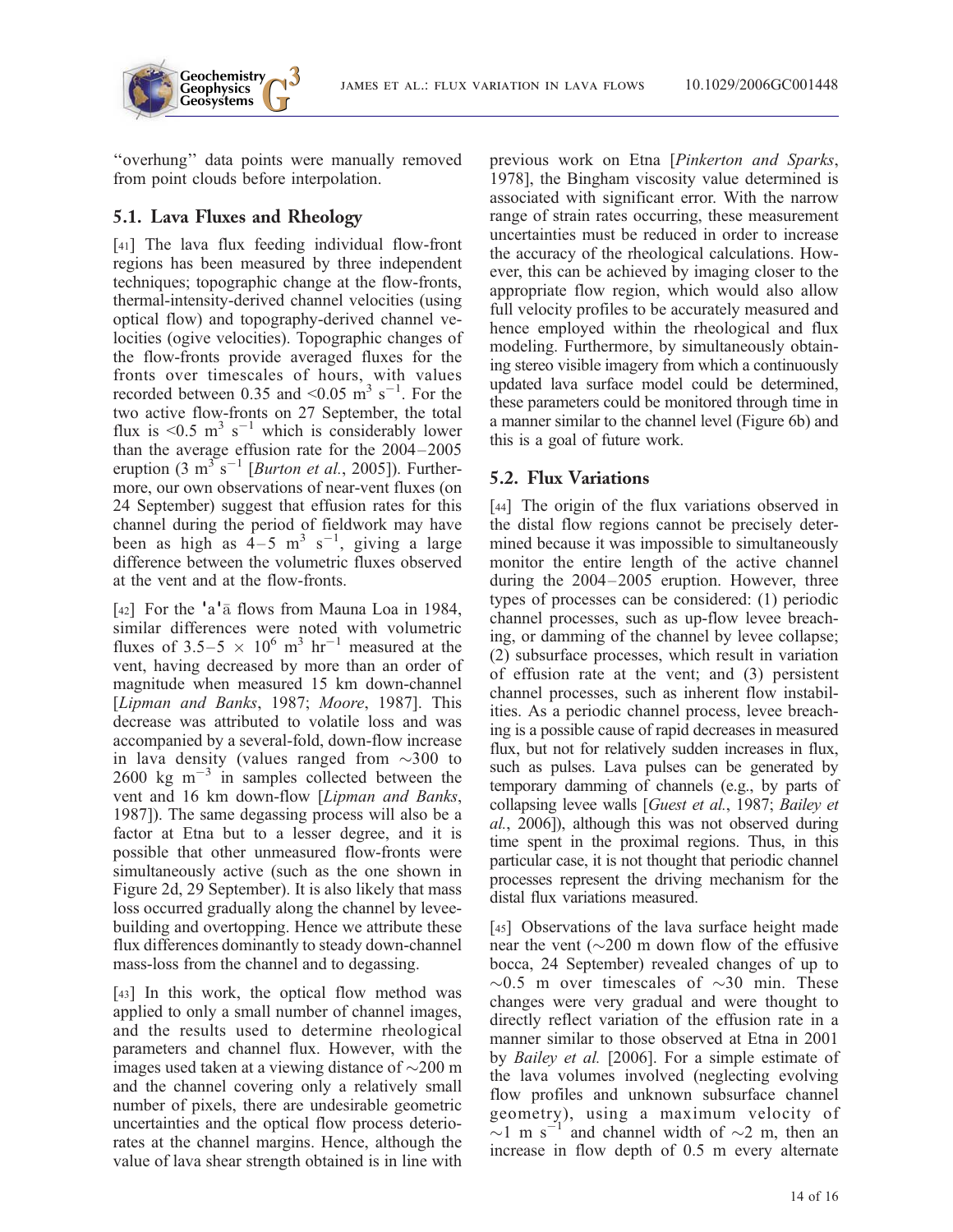"overhung" data points were manually removed from point clouds before interpolation.

## 5.1. Lava Fluxes and Rheology

[41] The lava flux feeding individual flow-front regions has been measured by three independent techniques; topographic change at the flow-fronts, thermal-intensity-derived channel velocities (using optical flow) and topography-derived channel velocities (ogive velocities). Topographic changes of the flow-fronts provide averaged fluxes for the fronts over timescales of hours, with values recorded between 0.35 and <0.05 $m^3$ $s^{-1}$. For the two active flow-fronts on 27 September, the total flux is <0.5 $m^3$ $s^{-1}$ which is considerably lower than the average effusion rate for the 2004–2005 eruption (3 $m^3$ $s^{-1}$ [*Burton et al.*, 2005]). Furthermore, our own observations of near-vent fluxes (on 24 September) suggest that effusion rates for this channel during the period of fieldwork may have been as high as 4–5 $m^3$ $s^{-1}$, giving a large difference between the volumetric fluxes observed at the vent and at the flow-fronts.

[42] For the 'a'ā flows from Mauna Loa in 1984, similar differences were noted with volumetric fluxes of 3.5–5 $\times$ $10^6$ $m^3$ $hr^{-1}$ measured at the vent, having decreased by more than an order of magnitude when measured 15 km down-channel [*Lipman and Banks*, 1987; *Moore*, 1987]. This decrease was attributed to volatile loss and was accompanied by a several-fold, down-flow increase in lava density (values ranged from ~300 to 2600 kg $m^{-3}$ in samples collected between the vent and 16 km down-flow [*Lipman and Banks*, 1987]). The same degassing process will also be a factor at Etna but to a lesser degree, and it is possible that other unmeasured flow-fronts were simultaneously active (such as the one shown in Figure 2d, 29 September). It is also likely that mass loss occurred gradually along the channel by levee-building and overtopping. Hence we attribute these flux differences dominantly to steady down-channel mass-loss from the channel and to degassing.

[43] In this work, the optical flow method was applied to only a small number of channel images, and the results used to determine rheological parameters and channel flux. However, with the images used taken at a viewing distance of ~200 m and the channel covering only a relatively small number of pixels, there are undesirable geometric uncertainties and the optical flow process deteriorates at the channel margins. Hence, although the value of lava shear strength obtained is in line with previous work on Etna [*Pinkerton and Sparks*, 1978], the Bingham viscosity value determined is associated with significant error. With the narrow range of strain rates occurring, these measurement uncertainties must be reduced in order to increase the accuracy of the rheological calculations. However, this can be achieved by imaging closer to the appropriate flow region, which would also allow full velocity profiles to be accurately measured and hence employed within the rheological and flux modeling. Furthermore, by simultaneously obtaining stereo visible imagery from which a continuously updated lava surface model could be determined, these parameters could be monitored through time in a manner similar to the channel level (Figure 6b) and this is a goal of future work.

## 5.2. Flux Variations

[44] The origin of the flux variations observed in the distal flow regions cannot be precisely determined because it was impossible to simultaneously monitor the entire length of the active channel during the 2004–2005 eruption. However, three types of processes can be considered: (1) periodic channel processes, such as up-flow levee breaching, or damming of the channel by levee collapse; (2) subsurface processes, which result in variation of effusion rate at the vent; and (3) persistent channel processes, such as inherent flow instabilities. As a periodic channel process, levee breaching is a possible cause of rapid decreases in measured flux, but not for relatively sudden increases in flux, such as pulses. Lava pulses can be generated by temporary damming of channels (e.g., by parts of collapsing levee walls [*Guest et al.*, 1987; *Bailey et al.*, 2006]), although this was not observed during time spent in the proximal regions. Thus, in this particular case, it is not thought that periodic channel processes represent the driving mechanism for the distal flux variations measured.

[45] Observations of the lava surface height made near the vent (~200 m down flow of the effusive bocca, 24 September) revealed changes of up to ~0.5 m over timescales of ~30 min. These changes were very gradual and were thought to directly reflect variation of the effusion rate in a manner similar to those observed at Etna in 2001 by *Bailey et al.* [2006]. For a simple estimate of the lava volumes involved (neglecting evolving flow profiles and unknown subsurface channel geometry), using a maximum velocity of ~1 m $s^{-1}$ and channel width of ~2 m, then an increase in flow depth of 0.5 m every alternate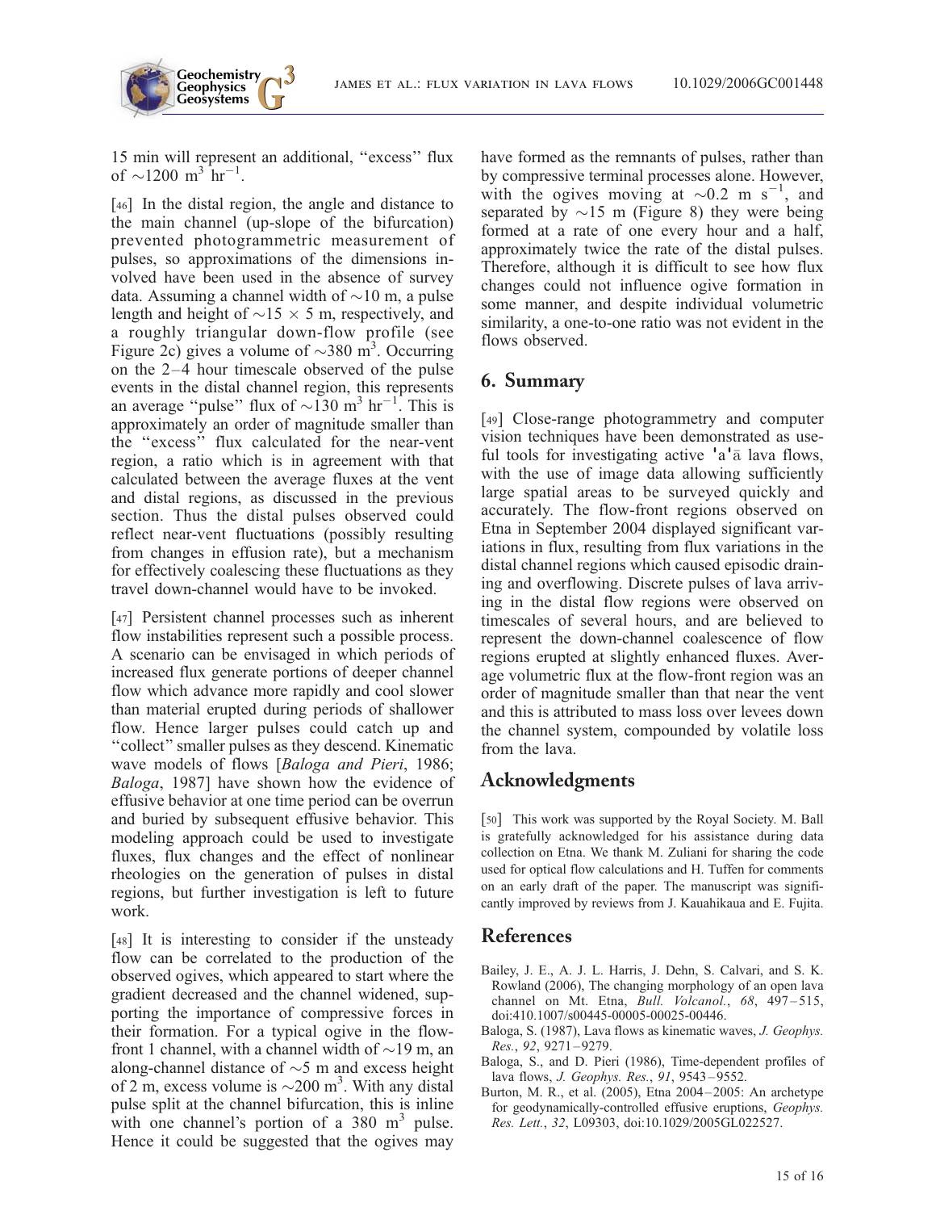15 min will represent an additional, "excess" flux of $\sim$1200 $m^3$ $hr^{-1}$.

[46] In the distal region, the angle and distance to the main channel (up-slope of the bifurcation) prevented photogrammetric measurement of pulses, so approximations of the dimensions involved have been used in the absence of survey data. Assuming a channel width of $\sim$10 m, a pulse length and height of $\sim$15 $\times$ 5 m, respectively, and a roughly triangular down-flow profile (see Figure 2c) gives a volume of $\sim$380 $m^3$. Occurring on the 2–4 hour timescale observed of the pulse events in the distal channel region, this represents an average "pulse" flux of $\sim$130 $m^3$ $hr^{-1}$. This is approximately an order of magnitude smaller than the "excess" flux calculated for the near-vent region, a ratio which is in agreement with that calculated between the average fluxes at the vent and distal regions, as discussed in the previous section. Thus the distal pulses observed could reflect near-vent fluctuations (possibly resulting from changes in effusion rate), but a mechanism for effectively coalescing these fluctuations as they travel down-channel would have to be invoked.

[47] Persistent channel processes such as inherent flow instabilities represent such a possible process. A scenario can be envisaged in which periods of increased flux generate portions of deeper channel flow which advance more rapidly and cool slower than material erupted during periods of shallower flow. Hence larger pulses could catch up and "collect" smaller pulses as they descend. Kinematic wave models of flows [*Baloga and Pieri*, 1986; *Baloga*, 1987] have shown how the evidence of effusive behavior at one time period can be overrun and buried by subsequent effusive behavior. This modeling approach could be used to investigate fluxes, flux changes and the effect of nonlinear rheologies on the generation of pulses in distal regions, but further investigation is left to future work.

[48] It is interesting to consider if the unsteady flow can be correlated to the production of the observed ogives, which appeared to start where the gradient decreased and the channel widened, supporting the importance of compressive forces in their formation. For a typical ogive in the flow-front 1 channel, with a channel width of $\sim$19 m, an along-channel distance of $\sim$5 m and excess height of 2 m, excess volume is $\sim$200 $m^3$. With any distal pulse split at the channel bifurcation, this is inline with one channel's portion of a 380 $m^3$ pulse. Hence it could be suggested that the ogives may have formed as the remnants of pulses, rather than by compressive terminal processes alone. However, with the ogives moving at $\sim$0.2 m $s^{-1}$, and separated by $\sim$15 m (Figure 8) they were being formed at a rate of one every hour and a half, approximately twice the rate of the distal pulses. Therefore, although it is difficult to see how flux changes could not influence ogive formation in some manner, and despite individual volumetric similarity, a one-to-one ratio was not evident in the flows observed.

## 6. Summary

[49] Close-range photogrammetry and computer vision techniques have been demonstrated as useful tools for investigating active 'a'ā lava flows, with the use of image data allowing sufficiently large spatial areas to be surveyed quickly and accurately. The flow-front regions observed on Etna in September 2004 displayed significant variations in flux, resulting from flux variations in the distal channel regions which caused episodic draining and overflowing. Discrete pulses of lava arriving in the distal flow regions were observed on timescales of several hours, and are believed to represent the down-channel coalescence of flow regions erupted at slightly enhanced fluxes. Average volumetric flux at the flow-front region was an order of magnitude smaller than that near the vent and this is attributed to mass loss over levees down the channel system, compounded by volatile loss from the lava.

## Acknowledgments

[50] This work was supported by the Royal Society. M. Ball is gratefully acknowledged for his assistance during data collection on Etna. We thank M. Zuliani for sharing the code used for optical flow calculations and H. Tuffen for comments on an early draft of the paper. The manuscript was significantly improved by reviews from J. Kauahikaua and E. Fujita.

## References

Bailey, J. E., A. J. L. Harris, J. Dehn, S. Calvari, and S. K. Rowland (2006), The changing morphology of an open lava channel on Mt. Etna, *Bull. Volcanol.*, *68*, 497–515, doi:410.1007/s00445-00005-00025-00446.

Baloga, S. (1987), Lava flows as kinematic waves, *J. Geophys. Res.*, *92*, 9271–9279.

Baloga, S., and D. Pieri (1986), Time-dependent profiles of lava flows, *J. Geophys. Res.*, *91*, 9543–9552.

Burton, M. R., et al. (2005), Etna 2004–2005: An archetype for geodynamically-controlled effusive eruptions, *Geophys. Res. Lett.*, *32*, L09303, doi:10.1029/2005GL022527.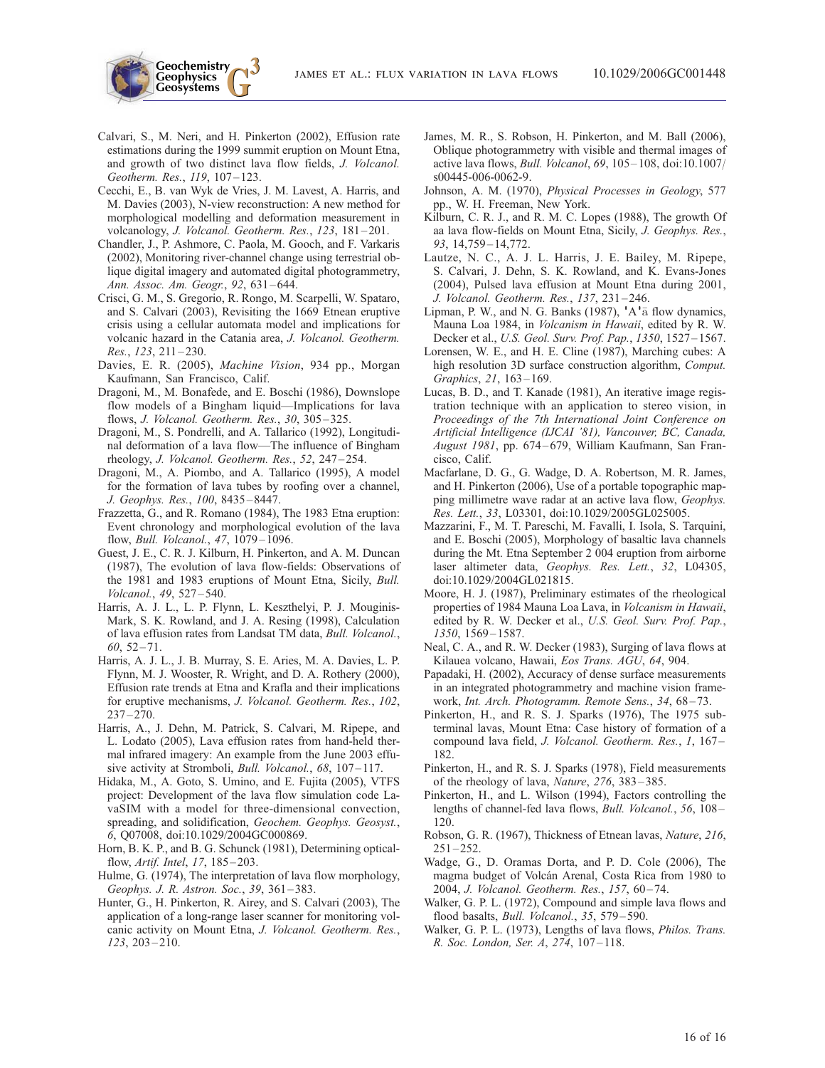Calvari, S., M. Neri, and H. Pinkerton (2002), Effusion rate estimations during the 1999 summit eruption on Mount Etna, and growth of two distinct lava flow fields, *J. Volcanol. Geotherm. Res.*, *119*, 107–123.

Cecchi, E., B. van Wyk de Vries, J. M. Lavest, A. Harris, and M. Davies (2003), N-view reconstruction: A new method for morphological modelling and deformation measurement in volcanology, *J. Volcanol. Geotherm. Res.*, *123*, 181–201.

Chandler, J., P. Ashmore, C. Paola, M. Gooch, and F. Varkaris (2002), Monitoring river-channel change using terrestrial oblique digital imagery and automated digital photogrammetry, *Ann. Assoc. Am. Geogr.*, *92*, 631–644.

Crisci, G. M., S. Gregorio, R. Rongo, M. Scarpelli, W. Spataro, and S. Calvari (2003), Revisiting the 1669 Etnean eruptive crisis using a cellular automata model and implications for volcanic hazard in the Catania area, *J. Volcanol. Geotherm. Res.*, *123*, 211–230.

Davies, E. R. (2005), *Machine Vision*, 934 pp., Morgan Kaufmann, San Francisco, Calif.

Dragoni, M., M. Bonafede, and E. Boschi (1986), Downslope flow models of a Bingham liquid—Implications for lava flows, *J. Volcanol. Geotherm. Res.*, *30*, 305–325.

Dragoni, M., S. Pondrelli, and A. Tallarico (1992), Longitudinal deformation of a lava flow—The influence of Bingham rheology, *J. Volcanol. Geotherm. Res.*, *52*, 247–254.

Dragoni, M., A. Piombo, and A. Tallarico (1995), A model for the formation of lava tubes by roofing over a channel, *J. Geophys. Res.*, *100*, 8435–8447.

Frazzetta, G., and R. Romano (1984), The 1983 Etna eruption: Event chronology and morphological evolution of the lava flow, *Bull. Volcanol.*, *47*, 1079–1096.

Guest, J. E., C. R. J. Kilburn, H. Pinkerton, and A. M. Duncan (1987), The evolution of lava flow-fields: Observations of the 1981 and 1983 eruptions of Mount Etna, Sicily, *Bull. Volcanol.*, *49*, 527–540.

Harris, A. J. L., L. P. Flynn, L. Keszthelyi, P. J. Mouginis-Mark, S. K. Rowland, and J. A. Resing (1998), Calculation of lava effusion rates from Landsat TM data, *Bull. Volcanol.*, *60*, 52–71.

Harris, A. J. L., J. B. Murray, S. E. Aries, M. A. Davies, L. P. Flynn, M. J. Wooster, R. Wright, and D. A. Rothery (2000), Effusion rate trends at Etna and Krafla and their implications for eruptive mechanisms, *J. Volcanol. Geotherm. Res.*, *102*, 237–270.

Harris, A., J. Dehn, M. Patrick, S. Calvari, M. Ripepe, and L. Lodato (2005), Lava effusion rates from hand-held thermal infrared imagery: An example from the June 2003 effusive activity at Stromboli, *Bull. Volcanol.*, *68*, 107–117.

Hidaka, M., A. Goto, S. Umino, and E. Fujita (2005), VTFS project: Development of the lava flow simulation code LavaSIM with a model for three-dimensional convection, spreading, and solidification, *Geochem. Geophys. Geosyst.*, *6*, Q07008, doi:10.1029/2004GC000869.

Horn, B. K. P., and B. G. Schunck (1981), Determining optical-flow, *Artif. Intel*, *17*, 185–203.

Hulme, G. (1974), The interpretation of lava flow morphology, *Geophys. J. R. Astron. Soc.*, *39*, 361–383.

Hunter, G., H. Pinkerton, R. Airey, and S. Calvari (2003), The application of a long-range laser scanner for monitoring volcanic activity on Mount Etna, *J. Volcanol. Geotherm. Res.*, *123*, 203–210.

James, M. R., S. Robson, H. Pinkerton, and M. Ball (2006), Oblique photogrammetry with visible and thermal images of active lava flows, *Bull. Volcanol*, *69*, 105–108, doi:10.1007/s00445-006-0062-9.

Johnson, A. M. (1970), *Physical Processes in Geology*, 577 pp., W. H. Freeman, New York.

Kilburn, C. R. J., and R. M. C. Lopes (1988), The growth Of aa lava flow-fields on Mount Etna, Sicily, *J. Geophys. Res.*, *93*, 14,759–14,772.

Lautze, N. C., A. J. L. Harris, J. E. Bailey, M. Ripepe, S. Calvari, J. Dehn, S. K. Rowland, and K. Evans-Jones (2004), Pulsed lava effusion at Mount Etna during 2001, *J. Volcanol. Geotherm. Res.*, *137*, 231–246.

Lipman, P. W., and N. G. Banks (1987), 'A'ā flow dynamics, Mauna Loa 1984, in *Volcanism in Hawaii*, edited by R. W. Decker et al., *U.S. Geol. Surv. Prof. Pap.*, *1350*, 1527–1567.

Lorensen, W. E., and H. E. Cline (1987), Marching cubes: A high resolution 3D surface construction algorithm, *Comput. Graphics*, *21*, 163–169.

Lucas, B. D., and T. Kanade (1981), An iterative image registration technique with an application to stereo vision, in *Proceedings of the 7th International Joint Conference on Artificial Intelligence (IJCAI '81), Vancouver, BC, Canada, August 1981*, pp. 674–679, William Kaufmann, San Francisco, Calif.

Macfarlane, D. G., G. Wadge, D. A. Robertson, M. R. James, and H. Pinkerton (2006), Use of a portable topographic mapping millimetre wave radar at an active lava flow, *Geophys. Res. Lett.*, *33*, L03301, doi:10.1029/2005GL025005.

Mazzarini, F., M. T. Pareschi, M. Favalli, I. Isola, S. Tarquini, and E. Boschi (2005), Morphology of basaltic lava channels during the Mt. Etna September 2 004 eruption from airborne laser altimeter data, *Geophys. Res. Lett.*, *32*, L04305, doi:10.1029/2004GL021815.

Moore, H. J. (1987), Preliminary estimates of the rheological properties of 1984 Mauna Loa Lava, in *Volcanism in Hawaii*, edited by R. W. Decker et al., *U.S. Geol. Surv. Prof. Pap.*, *1350*, 1569–1587.

Neal, C. A., and R. W. Decker (1983), Surging of lava flows at Kilauea volcano, Hawaii, *Eos Trans. AGU*, *64*, 904.

Papadaki, H. (2002), Accuracy of dense surface measurements in an integrated photogrammetry and machine vision framework, *Int. Arch. Photogramm. Remote Sens.*, *34*, 68–73.

Pinkerton, H., and R. S. J. Sparks (1976), The 1975 subterminal lavas, Mount Etna: Case history of formation of a compound lava field, *J. Volcanol. Geotherm. Res.*, *1*, 167–182.

Pinkerton, H., and R. S. J. Sparks (1978), Field measurements of the rheology of lava, *Nature*, *276*, 383–385.

Pinkerton, H., and L. Wilson (1994), Factors controlling the lengths of channel-fed lava flows, *Bull. Volcanol.*, *56*, 108–120.

Robson, G. R. (1967), Thickness of Etnean lavas, *Nature*, *216*, 251–252.

Wadge, G., D. Oramas Dorta, and P. D. Cole (2006), The magma budget of Volcán Arenal, Costa Rica from 1980 to 2004, *J. Volcanol. Geotherm. Res.*, *157*, 60–74.

Walker, G. P. L. (1972), Compound and simple lava flows and flood basalts, *Bull. Volcanol.*, *35*, 579–590.

Walker, G. P. L. (1973), Lengths of lava flows, *Philos. Trans. R. Soc. London, Ser. A*, *274*, 107–118.